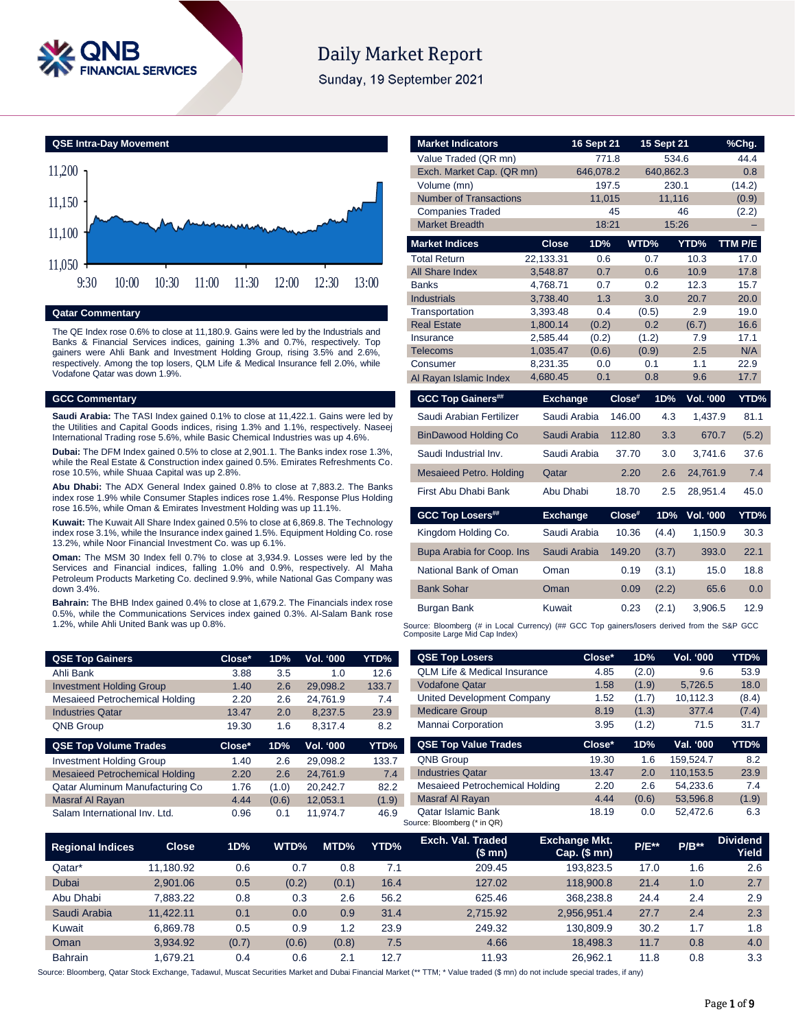# Daily Market Report

Sunday, 19 September 2021

## QSE Intra-Day Movement

## Qatar Commentary

The QE Index rose 0.6% to close at 11,180.9. Gains were led by the Industrials and Banks & Financial Services indices, gaining 1.3% and 0.7%, respectively. Top gainers were Ahli Bank and Investment Holding Group, rising 3.5% and 2.6%, respectively. Among the top losers, QLM Life & Medical Insurance fell 2.0%, while Vodafone Qatar was down 1.9%.

## GCC Commentary

**Saudi Arabia:** The TASI Index gained 0.1% to close at 11,422.1. Gains were led by the Utilities and Capital Goods indices, rising 1.3% and 1.1%, respectively. Naseej International Trading rose 5.6%, while Basic Chemical Industries was up 4.6%.

**Dubai:** The DFM Index gained 0.5% to close at 2,901.1. The Banks index rose 1.3%, while the Real Estate & Construction index gained 0.5%. Emirates Refreshments Co. rose 10.5%, while Shuaa Capital was up 2.8%.

**Abu Dhabi:** The ADX General Index gained 0.8% to close at 7,883.2. The Banks index rose 1.9% while Consumer Staples indices rose 1.4%. Response Plus Holding rose 16.5%, while Oman & Emirates Investment Holding was up 11.1%.

**Kuwait:** The Kuwait All Share Index gained 0.5% to close at 6,869.8. The Technology index rose 3.1%, while the Insurance index gained 1.5%. Equipment Holding Co. rose 13.2%, while Noor Financial Investment Co. was up 6.1%.

**Oman:** The MSM 30 Index fell 0.7% to close at 3,934.9. Losses were led by the Services and Financial indices, falling 1.0% and 0.9%, respectively. Al Maha Petroleum Products Marketing Co. declined 9.9%, while National Gas Company was down 3.4%.

**Bahrain:** The BHB Index gained 0.4% to close at 1,679.2. The Financials index rose 0.5%, while the Communications Services index gained 0.3%. Al-Salam Bank rose 1.2%, while Ahli United Bank was up 0.8%.

| Market Indicators | 16 Sept 21 | 15 Sept 21 | %Chg. |
|---|---|---|---|
| Value Traded (QR mn) | 771.8 | 534.6 | 44.4 |
| Exch. Market Cap. (QR mn) | 646,078.2 | 640,862.3 | 0.8 |
| Volume (mn) | 197.5 | 230.1 | (14.2) |
| Number of Transactions | 11,015 | 11,116 | (0.9) |
| Companies Traded | 45 | 46 | (2.2) |
| Market Breadth | 18:21 | 15:26 | – |

| Market Indices | Close | 1D% | WTD% | YTD% | TTM P/E |
|---|---|---|---|---|---|
| Total Return | 22,133.31 | 0.6 | 0.7 | 10.3 | 17.0 |
| All Share Index | 3,548.87 | 0.7 | 0.6 | 10.9 | 17.8 |
| Banks | 4,768.71 | 0.7 | 0.2 | 12.3 | 15.7 |
| Industrials | 3,738.40 | 1.3 | 3.0 | 20.7 | 20.0 |
| Transportation | 3,393.48 | 0.4 | (0.5) | 2.9 | 19.0 |
| Real Estate | 1,800.14 | (0.2) | 0.2 | (6.7) | 16.6 |
| Insurance | 2,585.44 | (0.2) | (1.2) | 7.9 | 17.1 |
| Telecoms | 1,035.47 | (0.6) | (0.9) | 2.5 | N/A |
| Consumer | 8,231.35 | 0.0 | 0.1 | 1.1 | 22.9 |
| Al Rayan Islamic Index | 4,680.45 | 0.1 | 0.8 | 9.6 | 17.7 |

| GCC Top Gainers## | Exchange | Close# | 1D% | Vol. '000 | YTD% |
|---|---|---|---|---|---|
| Saudi Arabian Fertilizer | Saudi Arabia | 146.00 | 4.3 | 1,437.9 | 81.1 |
| BinDawood Holding Co | Saudi Arabia | 112.80 | 3.3 | 670.7 | (5.2) |
| Saudi Industrial Inv. | Saudi Arabia | 37.70 | 3.0 | 3,741.6 | 37.6 |
| Mesaieed Petro. Holding | Qatar | 2.20 | 2.6 | 24,761.9 | 7.4 |
| First Abu Dhabi Bank | Abu Dhabi | 18.70 | 2.5 | 28,951.4 | 45.0 |

| GCC Top Losers## | Exchange | Close# | 1D% | Vol. '000 | YTD% |
|---|---|---|---|---|---|
| Kingdom Holding Co. | Saudi Arabia | 10.36 | (4.4) | 1,150.9 | 30.3 |
| Bupa Arabia for Coop. Ins | Saudi Arabia | 149.20 | (3.7) | 393.0 | 22.1 |
| National Bank of Oman | Oman | 0.19 | (3.1) | 15.0 | 18.8 |
| Bank Sohar | Oman | 0.09 | (2.2) | 65.6 | 0.0 |
| Burgan Bank | Kuwait | 0.23 | (2.1) | 3,906.5 | 12.9 |

Source: Bloomberg (# in Local Currency) (## GCC Top gainers/losers derived from the S&P GCC Composite Large Mid Cap Index)

| QSE Top Gainers | Close* | 1D% | Vol. '000 | YTD% |
|---|---|---|---|---|
| Ahli Bank | 3.88 | 3.5 | 1.0 | 12.6 |
| Investment Holding Group | 1.40 | 2.6 | 29,098.2 | 133.7 |
| Mesaieed Petrochemical Holding | 2.20 | 2.6 | 24,761.9 | 7.4 |
| Industries Qatar | 13.47 | 2.0 | 8,237.5 | 23.9 |
| QNB Group | 19.30 | 1.6 | 8,317.4 | 8.2 |

| QSE Top Volume Trades | Close* | 1D% | Vol. '000 | YTD% |
|---|---|---|---|---|
| Investment Holding Group | 1.40 | 2.6 | 29,098.2 | 133.7 |
| Mesaieed Petrochemical Holding | 2.20 | 2.6 | 24,761.9 | 7.4 |
| Qatar Aluminum Manufacturing Co | 1.76 | (1.0) | 20,242.7 | 82.2 |
| Masraf Al Rayan | 4.44 | (0.6) | 12,053.1 | (1.9) |
| Salam International Inv. Ltd. | 0.96 | 0.1 | 11,974.7 | 46.9 |

| QSE Top Losers | Close* | 1D% | Vol. '000 | YTD% |
|---|---|---|---|---|
| QLM Life & Medical Insurance | 4.85 | (2.0) | 9.6 | 53.9 |
| Vodafone Qatar | 1.58 | (1.9) | 5,726.5 | 18.0 |
| United Development Company | 1.52 | (1.7) | 10,112.3 | (8.4) |
| Medicare Group | 8.19 | (1.3) | 377.4 | (7.4) |
| Mannai Corporation | 3.95 | (1.2) | 71.5 | 31.7 |

| QSE Top Value Trades | Close* | 1D% | Val. '000 | YTD% |
|---|---|---|---|---|
| QNB Group | 19.30 | 1.6 | 159,524.7 | 8.2 |
| Industries Qatar | 13.47 | 2.0 | 110,153.5 | 23.9 |
| Mesaieed Petrochemical Holding | 2.20 | 2.6 | 54,233.6 | 7.4 |
| Masraf Al Rayan | 4.44 | (0.6) | 53,596.8 | (1.9) |
| Qatar Islamic Bank | 18.19 | 0.0 | 52,472.6 | 6.3 |

Source: Bloomberg (* in QR)

| Regional Indices | Close | 1D% | WTD% | MTD% | YTD% | Exch. Val. Traded ($ mn) | Exchange Mkt. Cap. ($ mn) | P/E** | P/B** | Dividend Yield |
|---|---|---|---|---|---|---|---|---|---|---|
| Qatar* | 11,180.92 | 0.6 | 0.7 | 0.8 | 7.1 | 209.45 | 193,823.5 | 17.0 | 1.6 | 2.6 |
| Dubai | 2,901.06 | 0.5 | (0.2) | (0.1) | 16.4 | 127.02 | 118,900.8 | 21.4 | 1.0 | 2.7 |
| Abu Dhabi | 7,883.22 | 0.8 | 0.3 | 2.6 | 56.2 | 625.46 | 368,238.8 | 24.4 | 2.4 | 2.9 |
| Saudi Arabia | 11,422.11 | 0.1 | 0.0 | 0.9 | 31.4 | 2,715.92 | 2,956,951.4 | 27.7 | 2.4 | 2.3 |
| Kuwait | 6,869.78 | 0.5 | 0.9 | 1.2 | 23.9 | 249.32 | 130,809.9 | 30.2 | 1.7 | 1.8 |
| Oman | 3,934.92 | (0.7) | (0.6) | (0.8) | 7.5 | 4.66 | 18,498.3 | 11.7 | 0.8 | 4.0 |
| Bahrain | 1,679.21 | 0.4 | 0.6 | 2.1 | 12.7 | 11.93 | 26,962.1 | 11.8 | 0.8 | 3.3 |

Source: Bloomberg, Qatar Stock Exchange, Tadawul, Muscat Securities Market and Dubai Financial Market (** TTM; * Value traded ($ mn) do not include special trades, if any)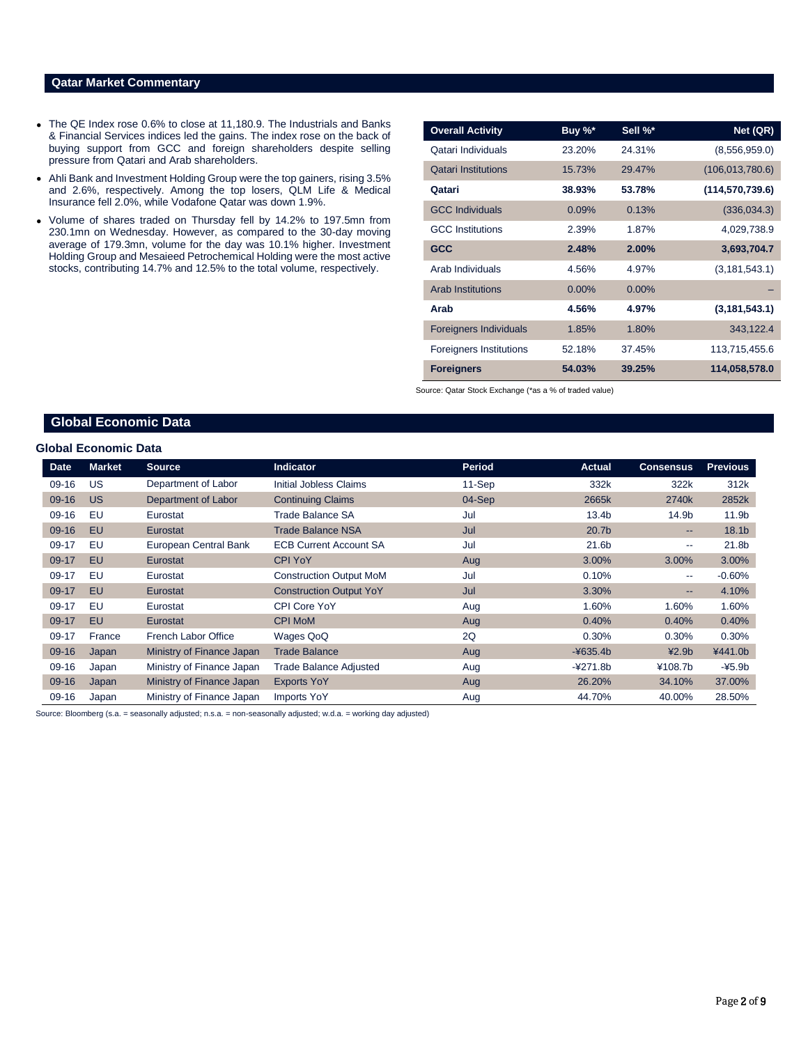## Qatar Market Commentary

- The QE Index rose 0.6% to close at 11,180.9. The Industrials and Banks & Financial Services indices led the gains. The index rose on the back of buying support from GCC and foreign shareholders despite selling pressure from Qatari and Arab shareholders.
- Ahli Bank and Investment Holding Group were the top gainers, rising 3.5% and 2.6%, respectively. Among the top losers, QLM Life & Medical Insurance fell 2.0%, while Vodafone Qatar was down 1.9%.
- Volume of shares traded on Thursday fell by 14.2% to 197.5mn from 230.1mn on Wednesday. However, as compared to the 30-day moving average of 179.3mn, volume for the day was 10.1% higher. Investment Holding Group and Mesaieed Petrochemical Holding were the most active stocks, contributing 14.7% and 12.5% to the total volume, respectively.

| Overall Activity | Buy %* | Sell %* | Net (QR) |
|---|---|---|---|
| Qatari Individuals | 23.20% | 24.31% | (8,556,959.0) |
| Qatari Institutions | 15.73% | 29.47% | (106,013,780.6) |
| **Qatari** | **38.93%** | **53.78%** | **(114,570,739.6)** |
| GCC Individuals | 0.09% | 0.13% | (336,034.3) |
| GCC Institutions | 2.39% | 1.87% | 4,029,738.9 |
| **GCC** | **2.48%** | **2.00%** | **3,693,704.7** |
| Arab Individuals | 4.56% | 4.97% | (3,181,543.1) |
| Arab Institutions | 0.00% | 0.00% | – |
| **Arab** | **4.56%** | **4.97%** | **(3,181,543.1)** |
| Foreigners Individuals | 1.85% | 1.80% | 343,122.4 |
| Foreigners Institutions | 52.18% | 37.45% | 113,715,455.6 |
| **Foreigners** | **54.03%** | **39.25%** | **114,058,578.0** |

Source: Qatar Stock Exchange (*as a % of traded value)

## Global Economic Data

### Global Economic Data

| Date | Market | Source | Indicator | Period | Actual | Consensus | Previous |
|---|---|---|---|---|---|---|---|
| 09-16 | US | Department of Labor | Initial Jobless Claims | 11-Sep | 332k | 322k | 312k |
| 09-16 | US | Department of Labor | Continuing Claims | 04-Sep | 2665k | 2740k | 2852k |
| 09-16 | EU | Eurostat | Trade Balance SA | Jul | 13.4b | 14.9b | 11.9b |
| 09-16 | EU | Eurostat | Trade Balance NSA | Jul | 20.7b | -- | 18.1b |
| 09-17 | EU | European Central Bank | ECB Current Account SA | Jul | 21.6b | -- | 21.8b |
| 09-17 | EU | Eurostat | CPI YoY | Aug | 3.00% | 3.00% | 3.00% |
| 09-17 | EU | Eurostat | Construction Output MoM | Jul | 0.10% | -- | -0.60% |
| 09-17 | EU | Eurostat | Construction Output YoY | Jul | 3.30% | -- | 4.10% |
| 09-17 | EU | Eurostat | CPI Core YoY | Aug | 1.60% | 1.60% | 1.60% |
| 09-17 | EU | Eurostat | CPI MoM | Aug | 0.40% | 0.40% | 0.40% |
| 09-17 | France | French Labor Office | Wages QoQ | 2Q | 0.30% | 0.30% | 0.30% |
| 09-16 | Japan | Ministry of Finance Japan | Trade Balance | Aug | -¥635.4b | ¥2.9b | ¥441.0b |
| 09-16 | Japan | Ministry of Finance Japan | Trade Balance Adjusted | Aug | -¥271.8b | ¥108.7b | -¥5.9b |
| 09-16 | Japan | Ministry of Finance Japan | Exports YoY | Aug | 26.20% | 34.10% | 37.00% |
| 09-16 | Japan | Ministry of Finance Japan | Imports YoY | Aug | 44.70% | 40.00% | 28.50% |

Source: Bloomberg (s.a. = seasonally adjusted; n.s.a. = non-seasonally adjusted; w.d.a. = working day adjusted)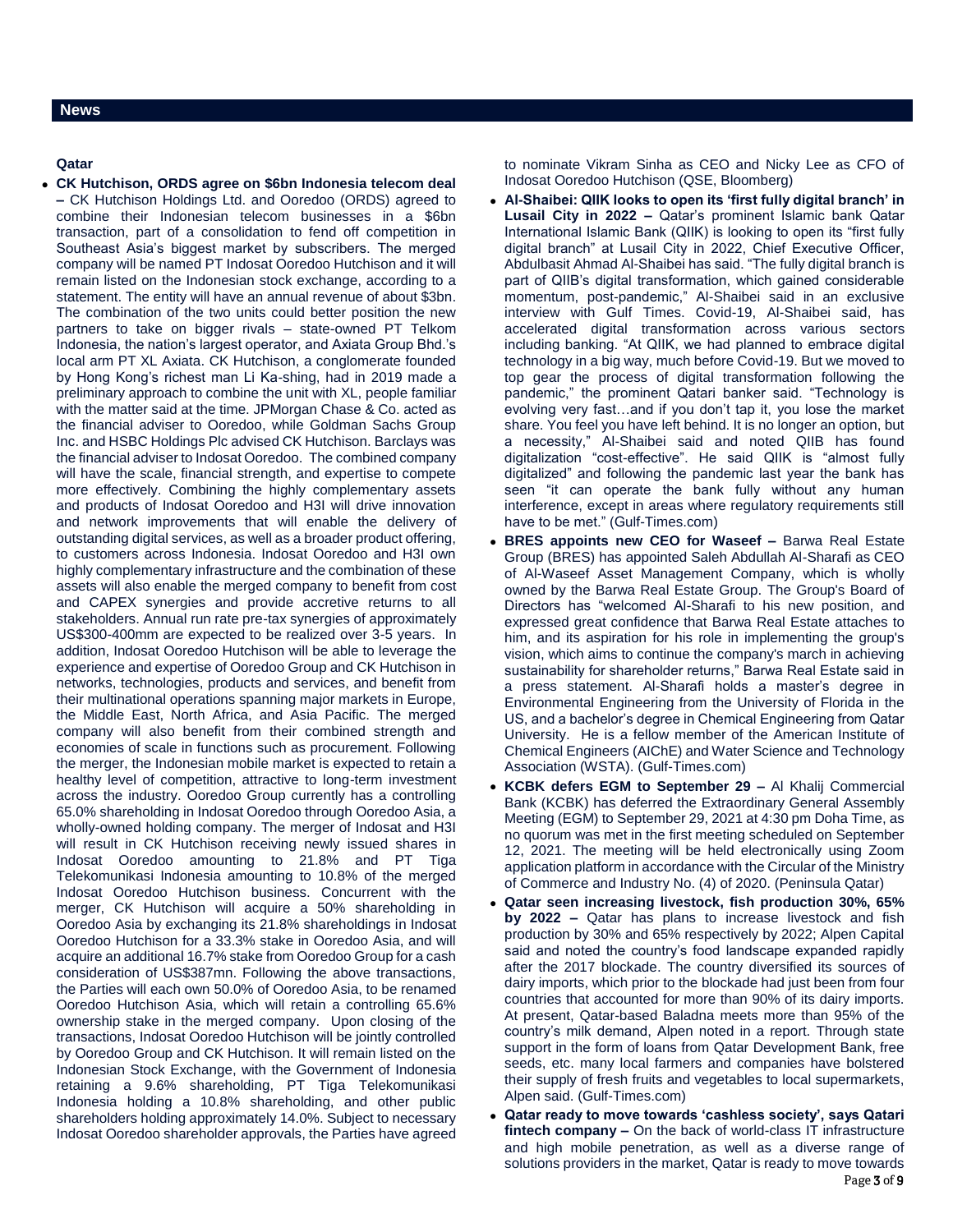## News

### Qatar

- **CK Hutchison, ORDS agree on $6bn Indonesia telecom deal –** CK Hutchison Holdings Ltd. and Ooredoo (ORDS) agreed to combine their Indonesian telecom businesses in a $6bn transaction, part of a consolidation to fend off competition in Southeast Asia's biggest market by subscribers. The merged company will be named PT Indosat Ooredoo Hutchison and it will remain listed on the Indonesian stock exchange, according to a statement. The entity will have an annual revenue of about $3bn. The combination of the two units could better position the new partners to take on bigger rivals – state-owned PT Telkom Indonesia, the nation's largest operator, and Axiata Group Bhd.'s local arm PT XL Axiata. CK Hutchison, a conglomerate founded by Hong Kong's richest man Li Ka-shing, had in 2019 made a preliminary approach to combine the unit with XL, people familiar with the matter said at the time. JPMorgan Chase & Co. acted as the financial adviser to Ooredoo, while Goldman Sachs Group Inc. and HSBC Holdings Plc advised CK Hutchison. Barclays was the financial adviser to Indosat Ooredoo. The combined company will have the scale, financial strength, and expertise to compete more effectively. Combining the highly complementary assets and products of Indosat Ooredoo and H3I will drive innovation and network improvements that will enable the delivery of outstanding digital services, as well as a broader product offering, to customers across Indonesia. Indosat Ooredoo and H3I own highly complementary infrastructure and the combination of these assets will also enable the merged company to benefit from cost and CAPEX synergies and provide accretive returns to all stakeholders. Annual run rate pre-tax synergies of approximately US$300-400mm are expected to be realized over 3-5 years. In addition, Indosat Ooredoo Hutchison will be able to leverage the experience and expertise of Ooredoo Group and CK Hutchison in networks, technologies, products and services, and benefit from their multinational operations spanning major markets in Europe, the Middle East, North Africa, and Asia Pacific. The merged company will also benefit from their combined strength and economies of scale in functions such as procurement. Following the merger, the Indonesian mobile market is expected to retain a healthy level of competition, attractive to long-term investment across the industry. Ooredoo Group currently has a controlling 65.0% shareholding in Indosat Ooredoo through Ooredoo Asia, a wholly-owned holding company. The merger of Indosat and H3I will result in CK Hutchison receiving newly issued shares in Indosat Ooredoo amounting to 21.8% and PT Tiga Telekomunikasi Indonesia amounting to 10.8% of the merged Indosat Ooredoo Hutchison business. Concurrent with the merger, CK Hutchison will acquire a 50% shareholding in Ooredoo Asia by exchanging its 21.8% shareholdings in Indosat Ooredoo Hutchison for a 33.3% stake in Ooredoo Asia, and will acquire an additional 16.7% stake from Ooredoo Group for a cash consideration of US$387mn. Following the above transactions, the Parties will each own 50.0% of Ooredoo Asia, to be renamed Ooredoo Hutchison Asia, which will retain a controlling 65.6% ownership stake in the merged company. Upon closing of the transactions, Indosat Ooredoo Hutchison will be jointly controlled by Ooredoo Group and CK Hutchison. It will remain listed on the Indonesian Stock Exchange, with the Government of Indonesia retaining a 9.6% shareholding, PT Tiga Telekomunikasi Indonesia holding a 10.8% shareholding, and other public shareholders holding approximately 14.0%. Subject to necessary Indosat Ooredoo shareholder approvals, the Parties have agreed to nominate Vikram Sinha as CEO and Nicky Lee as CFO of Indosat Ooredoo Hutchison (QSE, Bloomberg)
- **Al-Shaibei: QIIK looks to open its 'first fully digital branch' in Lusail City in 2022 –** Qatar's prominent Islamic bank Qatar International Islamic Bank (QIIK) is looking to open its "first fully digital branch" at Lusail City in 2022, Chief Executive Officer, Abdulbasit Ahmad Al-Shaibei has said. "The fully digital branch is part of QIIB's digital transformation, which gained considerable momentum, post-pandemic," Al-Shaibei said in an exclusive interview with Gulf Times. Covid-19, Al-Shaibei said, has accelerated digital transformation across various sectors including banking. "At QIIK, we had planned to embrace digital technology in a big way, much before Covid-19. But we moved to top gear the process of digital transformation following the pandemic," the prominent Qatari banker said. "Technology is evolving very fast…and if you don't tap it, you lose the market share. You feel you have left behind. It is no longer an option, but a necessity," Al-Shaibei said and noted QIIB has found digitalization "cost-effective". He said QIIK is "almost fully digitalized" and following the pandemic last year the bank has seen "it can operate the bank fully without any human interference, except in areas where regulatory requirements still have to be met." (Gulf-Times.com)
- **BRES appoints new CEO for Waseef –** Barwa Real Estate Group (BRES) has appointed Saleh Abdullah Al-Sharafi as CEO of Al-Waseef Asset Management Company, which is wholly owned by the Barwa Real Estate Group. The Group's Board of Directors has "welcomed Al-Sharafi to his new position, and expressed great confidence that Barwa Real Estate attaches to him, and its aspiration for his role in implementing the group's vision, which aims to continue the company's march in achieving sustainability for shareholder returns," Barwa Real Estate said in a press statement. Al-Sharafi holds a master's degree in Environmental Engineering from the University of Florida in the US, and a bachelor's degree in Chemical Engineering from Qatar University. He is a fellow member of the American Institute of Chemical Engineers (AIChE) and Water Science and Technology Association (WSTA). (Gulf-Times.com)
- **KCBK defers EGM to September 29 –** Al Khalij Commercial Bank (KCBK) has deferred the Extraordinary General Assembly Meeting (EGM) to September 29, 2021 at 4:30 pm Doha Time, as no quorum was met in the first meeting scheduled on September 12, 2021. The meeting will be held electronically using Zoom application platform in accordance with the Circular of the Ministry of Commerce and Industry No. (4) of 2020. (Peninsula Qatar)
- **Qatar seen increasing livestock, fish production 30%, 65% by 2022 –** Qatar has plans to increase livestock and fish production by 30% and 65% respectively by 2022; Alpen Capital said and noted the country's food landscape expanded rapidly after the 2017 blockade. The country diversified its sources of dairy imports, which prior to the blockade had just been from four countries that accounted for more than 90% of its dairy imports. At present, Qatar-based Baladna meets more than 95% of the country's milk demand, Alpen noted in a report. Through state support in the form of loans from Qatar Development Bank, free seeds, etc. many local farmers and companies have bolstered their supply of fresh fruits and vegetables to local supermarkets, Alpen said. (Gulf-Times.com)
- **Qatar ready to move towards 'cashless society', says Qatari fintech company –** On the back of world-class IT infrastructure and high mobile penetration, as well as a diverse range of solutions providers in the market, Qatar is ready to move towards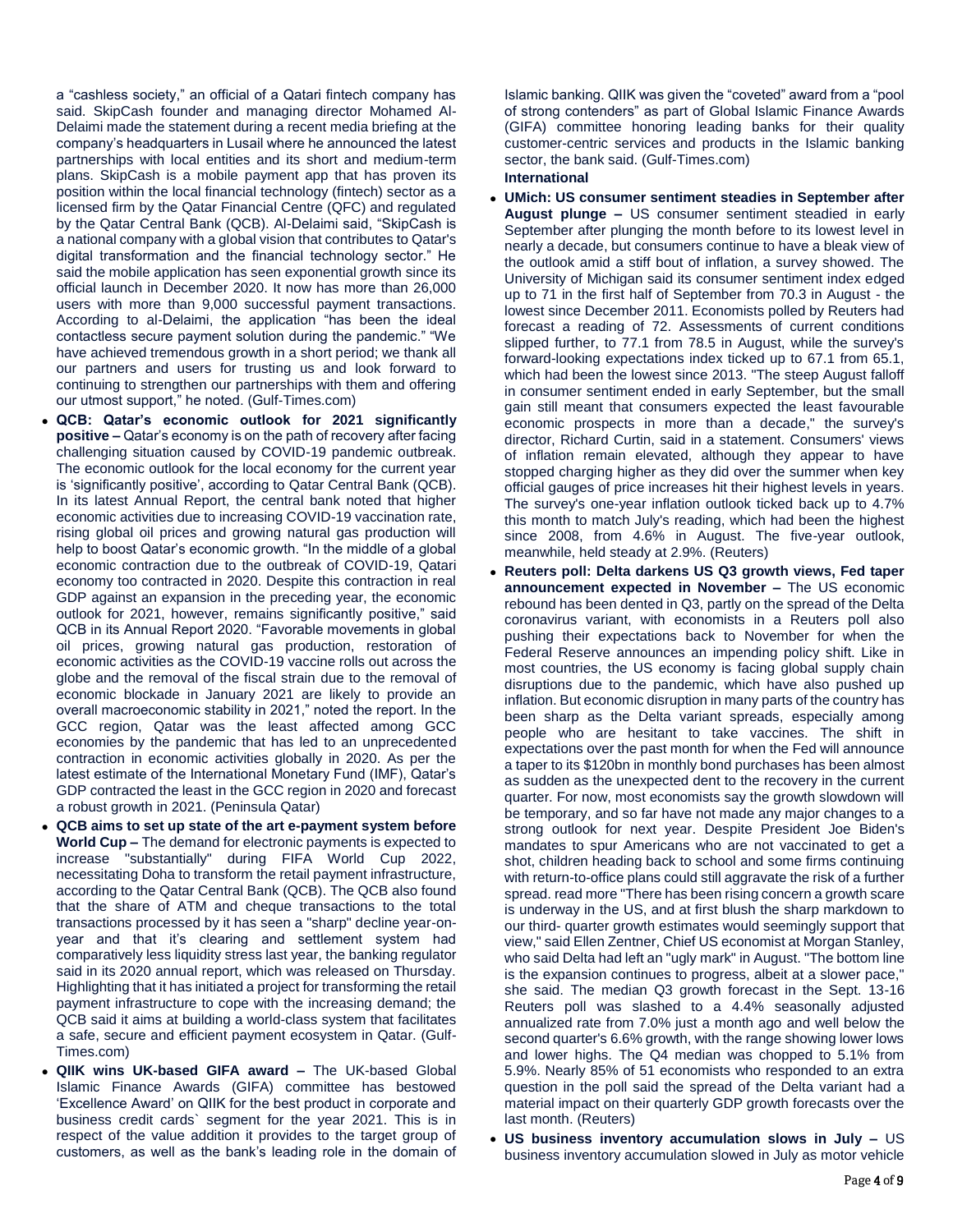a "cashless society," an official of a Qatari fintech company has said. SkipCash founder and managing director Mohamed Al-Delaimi made the statement during a recent media briefing at the company's headquarters in Lusail where he announced the latest partnerships with local entities and its short and medium-term plans. SkipCash is a mobile payment app that has proven its position within the local financial technology (fintech) sector as a licensed firm by the Qatar Financial Centre (QFC) and regulated by the Qatar Central Bank (QCB). Al-Delaimi said, "SkipCash is a national company with a global vision that contributes to Qatar's digital transformation and the financial technology sector." He said the mobile application has seen exponential growth since its official launch in December 2020. It now has more than 26,000 users with more than 9,000 successful payment transactions. According to al-Delaimi, the application "has been the ideal contactless secure payment solution during the pandemic." "We have achieved tremendous growth in a short period; we thank all our partners and users for trusting us and look forward to continuing to strengthen our partnerships with them and offering our utmost support," he noted. (Gulf-Times.com)

- **QCB: Qatar's economic outlook for 2021 significantly positive –** Qatar's economy is on the path of recovery after facing challenging situation caused by COVID-19 pandemic outbreak. The economic outlook for the local economy for the current year is 'significantly positive', according to Qatar Central Bank (QCB). In its latest Annual Report, the central bank noted that higher economic activities due to increasing COVID-19 vaccination rate, rising global oil prices and growing natural gas production will help to boost Qatar's economic growth. "In the middle of a global economic contraction due to the outbreak of COVID-19, Qatari economy too contracted in 2020. Despite this contraction in real GDP against an expansion in the preceding year, the economic outlook for 2021, however, remains significantly positive," said QCB in its Annual Report 2020. "Favorable movements in global oil prices, growing natural gas production, restoration of economic activities as the COVID-19 vaccine rolls out across the globe and the removal of the fiscal strain due to the removal of economic blockade in January 2021 are likely to provide an overall macroeconomic stability in 2021," noted the report. In the GCC region, Qatar was the least affected among GCC economies by the pandemic that has led to an unprecedented contraction in economic activities globally in 2020. As per the latest estimate of the International Monetary Fund (IMF), Qatar's GDP contracted the least in the GCC region in 2020 and forecast a robust growth in 2021. (Peninsula Qatar)
- **QCB aims to set up state of the art e-payment system before World Cup –** The demand for electronic payments is expected to increase "substantially" during FIFA World Cup 2022, necessitating Doha to transform the retail payment infrastructure, according to the Qatar Central Bank (QCB). The QCB also found that the share of ATM and cheque transactions to the total transactions processed by it has seen a "sharp" decline year-on-year and that it's clearing and settlement system had comparatively less liquidity stress last year, the banking regulator said in its 2020 annual report, which was released on Thursday. Highlighting that it has initiated a project for transforming the retail payment infrastructure to cope with the increasing demand; the QCB said it aims at building a world-class system that facilitates a safe, secure and efficient payment ecosystem in Qatar. (Gulf-Times.com)
- **QIIK wins UK-based GIFA award –** The UK-based Global Islamic Finance Awards (GIFA) committee has bestowed 'Excellence Award' on QIIK for the best product in corporate and business credit cards` segment for the year 2021. This is in respect of the value addition it provides to the target group of customers, as well as the bank's leading role in the domain of Islamic banking. QIIK was given the "coveted" award from a "pool of strong contenders" as part of Global Islamic Finance Awards (GIFA) committee honoring leading banks for their quality customer-centric services and products in the Islamic banking sector, the bank said. (Gulf-Times.com)

**International**

- **UMich: US consumer sentiment steadies in September after August plunge –** US consumer sentiment steadied in early September after plunging the month before to its lowest level in nearly a decade, but consumers continue to have a bleak view of the outlook amid a stiff bout of inflation, a survey showed. The University of Michigan said its consumer sentiment index edged up to 71 in the first half of September from 70.3 in August - the lowest since December 2011. Economists polled by Reuters had forecast a reading of 72. Assessments of current conditions slipped further, to 77.1 from 78.5 in August, while the survey's forward-looking expectations index ticked up to 67.1 from 65.1, which had been the lowest since 2013. "The steep August falloff in consumer sentiment ended in early September, but the small gain still meant that consumers expected the least favourable economic prospects in more than a decade," the survey's director, Richard Curtin, said in a statement. Consumers' views of inflation remain elevated, although they appear to have stopped charging higher as they did over the summer when key official gauges of price increases hit their highest levels in years. The survey's one-year inflation outlook ticked back up to 4.7% this month to match July's reading, which had been the highest since 2008, from 4.6% in August. The five-year outlook, meanwhile, held steady at 2.9%. (Reuters)
- **Reuters poll: Delta darkens US Q3 growth views, Fed taper announcement expected in November –** The US economic rebound has been dented in Q3, partly on the spread of the Delta coronavirus variant, with economists in a Reuters poll also pushing their expectations back to November for when the Federal Reserve announces an impending policy shift. Like in most countries, the US economy is facing global supply chain disruptions due to the pandemic, which have also pushed up inflation. But economic disruption in many parts of the country has been sharp as the Delta variant spreads, especially among people who are hesitant to take vaccines. The shift in expectations over the past month for when the Fed will announce a taper to its $120bn in monthly bond purchases has been almost as sudden as the unexpected dent to the recovery in the current quarter. For now, most economists say the growth slowdown will be temporary, and so far have not made any major changes to a strong outlook for next year. Despite President Joe Biden's mandates to spur Americans who are not vaccinated to get a shot, children heading back to school and some firms continuing with return-to-office plans could still aggravate the risk of a further spread. read more "There has been rising concern a growth scare is underway in the US, and at first blush the sharp markdown to our third- quarter growth estimates would seemingly support that view," said Ellen Zentner, Chief US economist at Morgan Stanley, who said Delta had left an "ugly mark" in August. "The bottom line is the expansion continues to progress, albeit at a slower pace," she said. The median Q3 growth forecast in the Sept. 13-16 Reuters poll was slashed to a 4.4% seasonally adjusted annualized rate from 7.0% just a month ago and well below the second quarter's 6.6% growth, with the range showing lower lows and lower highs. The Q4 median was chopped to 5.1% from 5.9%. Nearly 85% of 51 economists who responded to an extra question in the poll said the spread of the Delta variant had a material impact on their quarterly GDP growth forecasts over the last month. (Reuters)
- **US business inventory accumulation slows in July –** US business inventory accumulation slowed in July as motor vehicle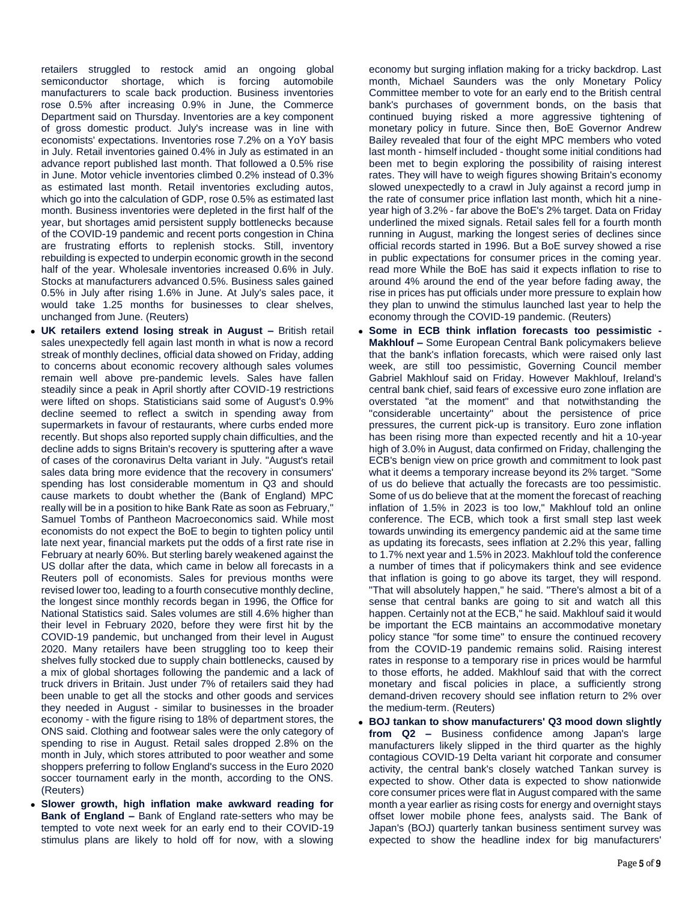retailers struggled to restock amid an ongoing global semiconductor shortage, which is forcing automobile manufacturers to scale back production. Business inventories rose 0.5% after increasing 0.9% in June, the Commerce Department said on Thursday. Inventories are a key component of gross domestic product. July's increase was in line with economists' expectations. Inventories rose 7.2% on a YoY basis in July. Retail inventories gained 0.4% in July as estimated in an advance report published last month. That followed a 0.5% rise in June. Motor vehicle inventories climbed 0.2% instead of 0.3% as estimated last month. Retail inventories excluding autos, which go into the calculation of GDP, rose 0.5% as estimated last month. Business inventories were depleted in the first half of the year, but shortages amid persistent supply bottlenecks because of the COVID-19 pandemic and recent ports congestion in China are frustrating efforts to replenish stocks. Still, inventory rebuilding is expected to underpin economic growth in the second half of the year. Wholesale inventories increased 0.6% in July. Stocks at manufacturers advanced 0.5%. Business sales gained 0.5% in July after rising 1.6% in June. At July's sales pace, it would take 1.25 months for businesses to clear shelves, unchanged from June. (Reuters)

- **UK retailers extend losing streak in August –** British retail sales unexpectedly fell again last month in what is now a record streak of monthly declines, official data showed on Friday, adding to concerns about economic recovery although sales volumes remain well above pre-pandemic levels. Sales have fallen steadily since a peak in April shortly after COVID-19 restrictions were lifted on shops. Statisticians said some of August's 0.9% decline seemed to reflect a switch in spending away from supermarkets in favour of restaurants, where curbs ended more recently. But shops also reported supply chain difficulties, and the decline adds to signs Britain's recovery is sputtering after a wave of cases of the coronavirus Delta variant in July. "August's retail sales data bring more evidence that the recovery in consumers' spending has lost considerable momentum in Q3 and should cause markets to doubt whether the (Bank of England) MPC really will be in a position to hike Bank Rate as soon as February," Samuel Tombs of Pantheon Macroeconomics said. While most economists do not expect the BoE to begin to tighten policy until late next year, financial markets put the odds of a first rate rise in February at nearly 60%. But sterling barely weakened against the US dollar after the data, which came in below all forecasts in a Reuters poll of economists. Sales for previous months were revised lower too, leading to a fourth consecutive monthly decline, the longest since monthly records began in 1996, the Office for National Statistics said. Sales volumes are still 4.6% higher than their level in February 2020, before they were first hit by the COVID-19 pandemic, but unchanged from their level in August 2020. Many retailers have been struggling too to keep their shelves fully stocked due to supply chain bottlenecks, caused by a mix of global shortages following the pandemic and a lack of truck drivers in Britain. Just under 7% of retailers said they had been unable to get all the stocks and other goods and services they needed in August - similar to businesses in the broader economy - with the figure rising to 18% of department stores, the ONS said. Clothing and footwear sales were the only category of spending to rise in August. Retail sales dropped 2.8% on the month in July, which stores attributed to poor weather and some shoppers preferring to follow England's success in the Euro 2020 soccer tournament early in the month, according to the ONS. (Reuters)
- **Slower growth, high inflation make awkward reading for Bank of England –** Bank of England rate-setters who may be tempted to vote next week for an early end to their COVID-19 stimulus plans are likely to hold off for now, with a slowing economy but surging inflation making for a tricky backdrop. Last month, Michael Saunders was the only Monetary Policy Committee member to vote for an early end to the British central bank's purchases of government bonds, on the basis that continued buying risked a more aggressive tightening of monetary policy in future. Since then, BoE Governor Andrew Bailey revealed that four of the eight MPC members who voted last month - himself included - thought some initial conditions had been met to begin exploring the possibility of raising interest rates. They will have to weigh figures showing Britain's economy slowed unexpectedly to a crawl in July against a record jump in the rate of consumer price inflation last month, which hit a nine-year high of 3.2% - far above the BoE's 2% target. Data on Friday underlined the mixed signals. Retail sales fell for a fourth month running in August, marking the longest series of declines since official records started in 1996. But a BoE survey showed a rise in public expectations for consumer prices in the coming year. read more While the BoE has said it expects inflation to rise to around 4% around the end of the year before fading away, the rise in prices has put officials under more pressure to explain how they plan to unwind the stimulus launched last year to help the economy through the COVID-19 pandemic. (Reuters)
- **Some in ECB think inflation forecasts too pessimistic - Makhlouf –** Some European Central Bank policymakers believe that the bank's inflation forecasts, which were raised only last week, are still too pessimistic, Governing Council member Gabriel Makhlouf said on Friday. However Makhlouf, Ireland's central bank chief, said fears of excessive euro zone inflation are overstated "at the moment" and that notwithstanding the "considerable uncertainty" about the persistence of price pressures, the current pick-up is transitory. Euro zone inflation has been rising more than expected recently and hit a 10-year high of 3.0% in August, data confirmed on Friday, challenging the ECB's benign view on price growth and commitment to look past what it deems a temporary increase beyond its 2% target. "Some of us do believe that actually the forecasts are too pessimistic. Some of us do believe that at the moment the forecast of reaching inflation of 1.5% in 2023 is too low," Makhlouf told an online conference. The ECB, which took a first small step last week towards unwinding its emergency pandemic aid at the same time as updating its forecasts, sees inflation at 2.2% this year, falling to 1.7% next year and 1.5% in 2023. Makhlouf told the conference a number of times that if policymakers think and see evidence that inflation is going to go above its target, they will respond. "That will absolutely happen," he said. "There's almost a bit of a sense that central banks are going to sit and watch all this happen. Certainly not at the ECB," he said. Makhlouf said it would be important the ECB maintains an accommodative monetary policy stance "for some time" to ensure the continued recovery from the COVID-19 pandemic remains solid. Raising interest rates in response to a temporary rise in prices would be harmful to those efforts, he added. Makhlouf said that with the correct monetary and fiscal policies in place, a sufficiently strong demand-driven recovery should see inflation return to 2% over the medium-term. (Reuters)
- **BOJ tankan to show manufacturers' Q3 mood down slightly from Q2 –** Business confidence among Japan's large manufacturers likely slipped in the third quarter as the highly contagious COVID-19 Delta variant hit corporate and consumer activity, the central bank's closely watched Tankan survey is expected to show. Other data is expected to show nationwide core consumer prices were flat in August compared with the same month a year earlier as rising costs for energy and overnight stays offset lower mobile phone fees, analysts said. The Bank of Japan's (BOJ) quarterly tankan business sentiment survey was expected to show the headline index for big manufacturers'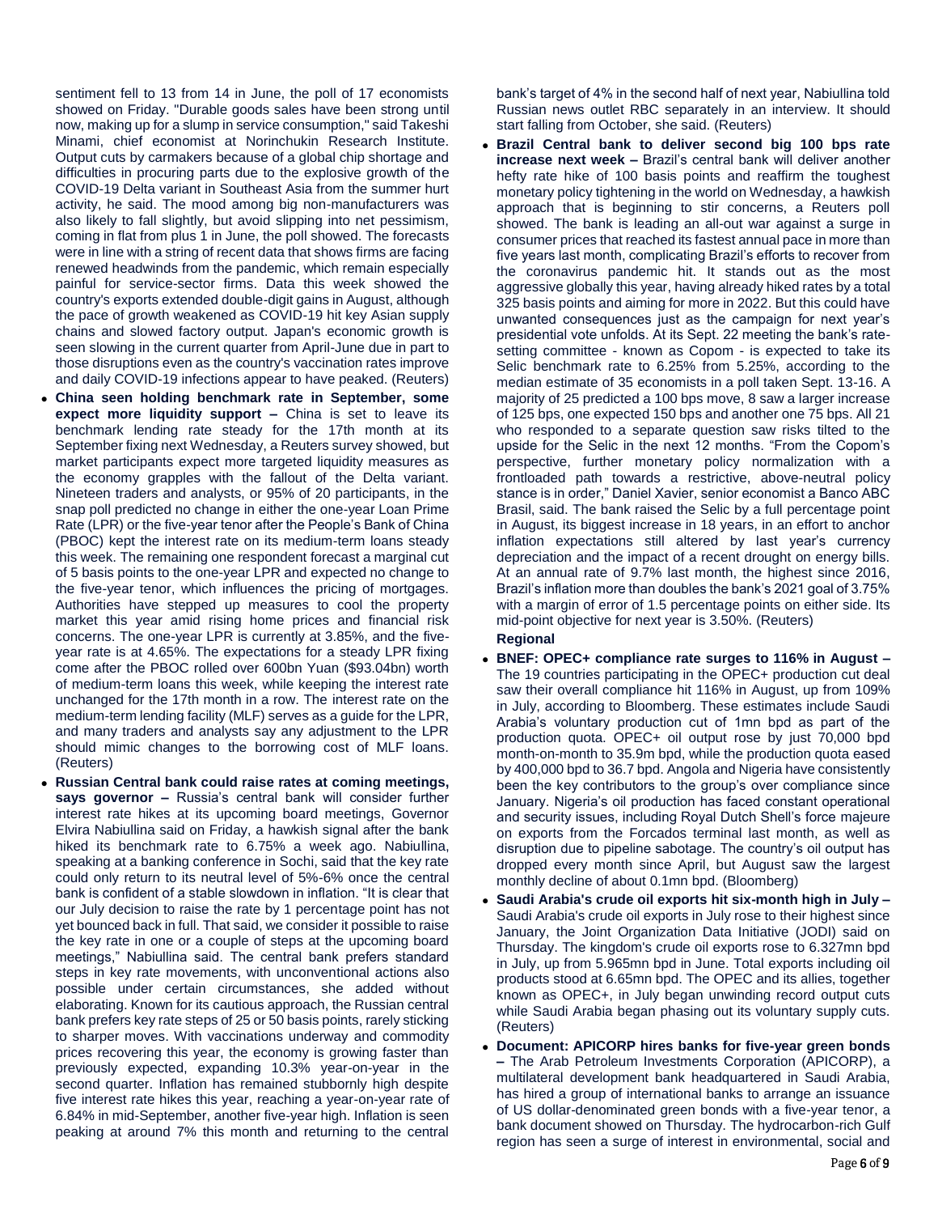sentiment fell to 13 from 14 in June, the poll of 17 economists showed on Friday. "Durable goods sales have been strong until now, making up for a slump in service consumption," said Takeshi Minami, chief economist at Norinchukin Research Institute. Output cuts by carmakers because of a global chip shortage and difficulties in procuring parts due to the explosive growth of the COVID-19 Delta variant in Southeast Asia from the summer hurt activity, he said. The mood among big non-manufacturers was also likely to fall slightly, but avoid slipping into net pessimism, coming in flat from plus 1 in June, the poll showed. The forecasts were in line with a string of recent data that shows firms are facing renewed headwinds from the pandemic, which remain especially painful for service-sector firms. Data this week showed the country's exports extended double-digit gains in August, although the pace of growth weakened as COVID-19 hit key Asian supply chains and slowed factory output. Japan's economic growth is seen slowing in the current quarter from April-June due in part to those disruptions even as the country's vaccination rates improve and daily COVID-19 infections appear to have peaked. (Reuters)

- **China seen holding benchmark rate in September, some expect more liquidity support –** China is set to leave its benchmark lending rate steady for the 17th month at its September fixing next Wednesday, a Reuters survey showed, but market participants expect more targeted liquidity measures as the economy grapples with the fallout of the Delta variant. Nineteen traders and analysts, or 95% of 20 participants, in the snap poll predicted no change in either the one-year Loan Prime Rate (LPR) or the five-year tenor after the People's Bank of China (PBOC) kept the interest rate on its medium-term loans steady this week. The remaining one respondent forecast a marginal cut of 5 basis points to the one-year LPR and expected no change to the five-year tenor, which influences the pricing of mortgages. Authorities have stepped up measures to cool the property market this year amid rising home prices and financial risk concerns. The one-year LPR is currently at 3.85%, and the five-year rate is at 4.65%. The expectations for a steady LPR fixing come after the PBOC rolled over 600bn Yuan ($93.04bn) worth of medium-term loans this week, while keeping the interest rate unchanged for the 17th month in a row. The interest rate on the medium-term lending facility (MLF) serves as a guide for the LPR, and many traders and analysts say any adjustment to the LPR should mimic changes to the borrowing cost of MLF loans. (Reuters)
- **Russian Central bank could raise rates at coming meetings, says governor –** Russia's central bank will consider further interest rate hikes at its upcoming board meetings, Governor Elvira Nabiullina said on Friday, a hawkish signal after the bank hiked its benchmark rate to 6.75% a week ago. Nabiullina, speaking at a banking conference in Sochi, said that the key rate could only return to its neutral level of 5%-6% once the central bank is confident of a stable slowdown in inflation. "It is clear that our July decision to raise the rate by 1 percentage point has not yet bounced back in full. That said, we consider it possible to raise the key rate in one or a couple of steps at the upcoming board meetings," Nabiullina said. The central bank prefers standard steps in key rate movements, with unconventional actions also possible under certain circumstances, she added without elaborating. Known for its cautious approach, the Russian central bank prefers key rate steps of 25 or 50 basis points, rarely sticking to sharper moves. With vaccinations underway and commodity prices recovering this year, the economy is growing faster than previously expected, expanding 10.3% year-on-year in the second quarter. Inflation has remained stubbornly high despite five interest rate hikes this year, reaching a year-on-year rate of 6.84% in mid-September, another five-year high. Inflation is seen peaking at around 7% this month and returning to the central bank's target of 4% in the second half of next year, Nabiullina told Russian news outlet RBC separately in an interview. It should start falling from October, she said. (Reuters)
- **Brazil Central bank to deliver second big 100 bps rate increase next week –** Brazil's central bank will deliver another hefty rate hike of 100 basis points and reaffirm the toughest monetary policy tightening in the world on Wednesday, a hawkish approach that is beginning to stir concerns, a Reuters poll showed. The bank is leading an all-out war against a surge in consumer prices that reached its fastest annual pace in more than five years last month, complicating Brazil's efforts to recover from the coronavirus pandemic hit. It stands out as the most aggressive globally this year, having already hiked rates by a total 325 basis points and aiming for more in 2022. But this could have unwanted consequences just as the campaign for next year's presidential vote unfolds. At its Sept. 22 meeting the bank's rate-setting committee - known as Copom - is expected to take its Selic benchmark rate to 6.25% from 5.25%, according to the median estimate of 35 economists in a poll taken Sept. 13-16. A majority of 25 predicted a 100 bps move, 8 saw a larger increase of 125 bps, one expected 150 bps and another one 75 bps. All 21 who responded to a separate question saw risks tilted to the upside for the Selic in the next 12 months. "From the Copom's perspective, further monetary policy normalization with a frontloaded path towards a restrictive, above-neutral policy stance is in order," Daniel Xavier, senior economist a Banco ABC Brasil, said. The bank raised the Selic by a full percentage point in August, its biggest increase in 18 years, in an effort to anchor inflation expectations still altered by last year's currency depreciation and the impact of a recent drought on energy bills. At an annual rate of 9.7% last month, the highest since 2016, Brazil's inflation more than doubles the bank's 2021 goal of 3.75% with a margin of error of 1.5 percentage points on either side. Its mid-point objective for next year is 3.50%. (Reuters)

**Regional**

- **BNEF: OPEC+ compliance rate surges to 116% in August –** The 19 countries participating in the OPEC+ production cut deal saw their overall compliance hit 116% in August, up from 109% in July, according to Bloomberg. These estimates include Saudi Arabia's voluntary production cut of 1mn bpd as part of the production quota. OPEC+ oil output rose by just 70,000 bpd month-on-month to 35.9m bpd, while the production quota eased by 400,000 bpd to 36.7 bpd. Angola and Nigeria have consistently been the key contributors to the group's over compliance since January. Nigeria's oil production has faced constant operational and security issues, including Royal Dutch Shell's force majeure on exports from the Forcados terminal last month, as well as disruption due to pipeline sabotage. The country's oil output has dropped every month since April, but August saw the largest monthly decline of about 0.1mn bpd. (Bloomberg)
- **Saudi Arabia's crude oil exports hit six-month high in July –** Saudi Arabia's crude oil exports in July rose to their highest since January, the Joint Organization Data Initiative (JODI) said on Thursday. The kingdom's crude oil exports rose to 6.327mn bpd in July, up from 5.965mn bpd in June. Total exports including oil products stood at 6.65mn bpd. The OPEC and its allies, together known as OPEC+, in July began unwinding record output cuts while Saudi Arabia began phasing out its voluntary supply cuts. (Reuters)
- **Document: APICORP hires banks for five-year green bonds –** The Arab Petroleum Investments Corporation (APICORP), a multilateral development bank headquartered in Saudi Arabia, has hired a group of international banks to arrange an issuance of US dollar-denominated green bonds with a five-year tenor, a bank document showed on Thursday. The hydrocarbon-rich Gulf region has seen a surge of interest in environmental, social and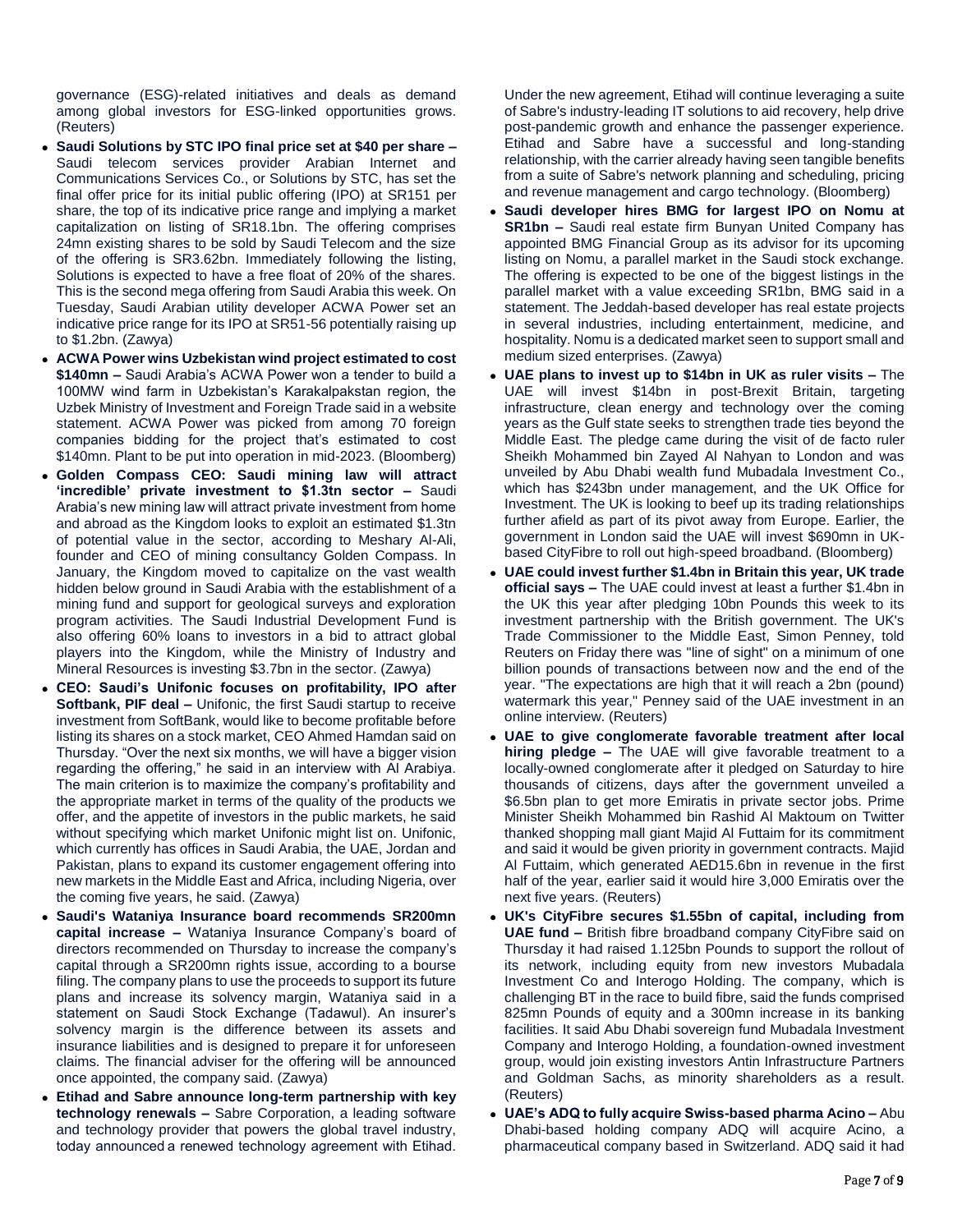governance (ESG)-related initiatives and deals as demand among global investors for ESG-linked opportunities grows. (Reuters)

- **Saudi Solutions by STC IPO final price set at $40 per share –** Saudi telecom services provider Arabian Internet and Communications Services Co., or Solutions by STC, has set the final offer price for its initial public offering (IPO) at SR151 per share, the top of its indicative price range and implying a market capitalization on listing of SR18.1bn. The offering comprises 24mn existing shares to be sold by Saudi Telecom and the size of the offering is SR3.62bn. Immediately following the listing, Solutions is expected to have a free float of 20% of the shares. This is the second mega offering from Saudi Arabia this week. On Tuesday, Saudi Arabian utility developer ACWA Power set an indicative price range for its IPO at SR51-56 potentially raising up to $1.2bn. (Zawya)
- **ACWA Power wins Uzbekistan wind project estimated to cost $140mn –** Saudi Arabia's ACWA Power won a tender to build a 100MW wind farm in Uzbekistan's Karakalpakstan region, the Uzbek Ministry of Investment and Foreign Trade said in a website statement. ACWA Power was picked from among 70 foreign companies bidding for the project that's estimated to cost $140mn. Plant to be put into operation in mid-2023. (Bloomberg)
- **Golden Compass CEO: Saudi mining law will attract 'incredible' private investment to $1.3tn sector –** Saudi Arabia's new mining law will attract private investment from home and abroad as the Kingdom looks to exploit an estimated $1.3tn of potential value in the sector, according to Meshary Al-Ali, founder and CEO of mining consultancy Golden Compass. In January, the Kingdom moved to capitalize on the vast wealth hidden below ground in Saudi Arabia with the establishment of a mining fund and support for geological surveys and exploration program activities. The Saudi Industrial Development Fund is also offering 60% loans to investors in a bid to attract global players into the Kingdom, while the Ministry of Industry and Mineral Resources is investing $3.7bn in the sector. (Zawya)
- **CEO: Saudi's Unifonic focuses on profitability, IPO after Softbank, PIF deal –** Unifonic, the first Saudi startup to receive investment from SoftBank, would like to become profitable before listing its shares on a stock market, CEO Ahmed Hamdan said on Thursday. "Over the next six months, we will have a bigger vision regarding the offering," he said in an interview with Al Arabiya. The main criterion is to maximize the company's profitability and the appropriate market in terms of the quality of the products we offer, and the appetite of investors in the public markets, he said without specifying which market Unifonic might list on. Unifonic, which currently has offices in Saudi Arabia, the UAE, Jordan and Pakistan, plans to expand its customer engagement offering into new markets in the Middle East and Africa, including Nigeria, over the coming five years, he said. (Zawya)
- **Saudi's Wataniya Insurance board recommends SR200mn capital increase –** Wataniya Insurance Company's board of directors recommended on Thursday to increase the company's capital through a SR200mn rights issue, according to a bourse filing. The company plans to use the proceeds to support its future plans and increase its solvency margin, Wataniya said in a statement on Saudi Stock Exchange (Tadawul). An insurer's solvency margin is the difference between its assets and insurance liabilities and is designed to prepare it for unforeseen claims. The financial adviser for the offering will be announced once appointed, the company said. (Zawya)
- **Etihad and Sabre announce long-term partnership with key technology renewals –** Sabre Corporation, a leading software and technology provider that powers the global travel industry, today announced a renewed technology agreement with Etihad. Under the new agreement, Etihad will continue leveraging a suite of Sabre's industry-leading IT solutions to aid recovery, help drive post-pandemic growth and enhance the passenger experience. Etihad and Sabre have a successful and long-standing relationship, with the carrier already having seen tangible benefits from a suite of Sabre's network planning and scheduling, pricing and revenue management and cargo technology. (Bloomberg)
- **Saudi developer hires BMG for largest IPO on Nomu at SR1bn –** Saudi real estate firm Bunyan United Company has appointed BMG Financial Group as its advisor for its upcoming listing on Nomu, a parallel market in the Saudi stock exchange. The offering is expected to be one of the biggest listings in the parallel market with a value exceeding SR1bn, BMG said in a statement. The Jeddah-based developer has real estate projects in several industries, including entertainment, medicine, and hospitality. Nomu is a dedicated market seen to support small and medium sized enterprises. (Zawya)
- **UAE plans to invest up to $14bn in UK as ruler visits –** The UAE will invest $14bn in post-Brexit Britain, targeting infrastructure, clean energy and technology over the coming years as the Gulf state seeks to strengthen trade ties beyond the Middle East. The pledge came during the visit of de facto ruler Sheikh Mohammed bin Zayed Al Nahyan to London and was unveiled by Abu Dhabi wealth fund Mubadala Investment Co., which has $243bn under management, and the UK Office for Investment. The UK is looking to beef up its trading relationships further afield as part of its pivot away from Europe. Earlier, the government in London said the UAE will invest $690mn in UK-based CityFibre to roll out high-speed broadband. (Bloomberg)
- **UAE could invest further $1.4bn in Britain this year, UK trade official says –** The UAE could invest at least a further $1.4bn in the UK this year after pledging 10bn Pounds this week to its investment partnership with the British government. The UK's Trade Commissioner to the Middle East, Simon Penney, told Reuters on Friday there was "line of sight" on a minimum of one billion pounds of transactions between now and the end of the year. "The expectations are high that it will reach a 2bn (pound) watermark this year," Penney said of the UAE investment in an online interview. (Reuters)
- **UAE to give conglomerate favorable treatment after local hiring pledge –** The UAE will give favorable treatment to a locally-owned conglomerate after it pledged on Saturday to hire thousands of citizens, days after the government unveiled a $6.5bn plan to get more Emiratis in private sector jobs. Prime Minister Sheikh Mohammed bin Rashid Al Maktoum on Twitter thanked shopping mall giant Majid Al Futtaim for its commitment and said it would be given priority in government contracts. Majid Al Futtaim, which generated AED15.6bn in revenue in the first half of the year, earlier said it would hire 3,000 Emiratis over the next five years. (Reuters)
- **UK's CityFibre secures $1.55bn of capital, including from UAE fund –** British fibre broadband company CityFibre said on Thursday it had raised 1.125bn Pounds to support the rollout of its network, including equity from new investors Mubadala Investment Co and Interogo Holding. The company, which is challenging BT in the race to build fibre, said the funds comprised 825mn Pounds of equity and a 300mn increase in its banking facilities. It said Abu Dhabi sovereign fund Mubadala Investment Company and Interogo Holding, a foundation-owned investment group, would join existing investors Antin Infrastructure Partners and Goldman Sachs, as minority shareholders as a result. (Reuters)
- **UAE's ADQ to fully acquire Swiss-based pharma Acino –** Abu Dhabi-based holding company ADQ will acquire Acino, a pharmaceutical company based in Switzerland. ADQ said it had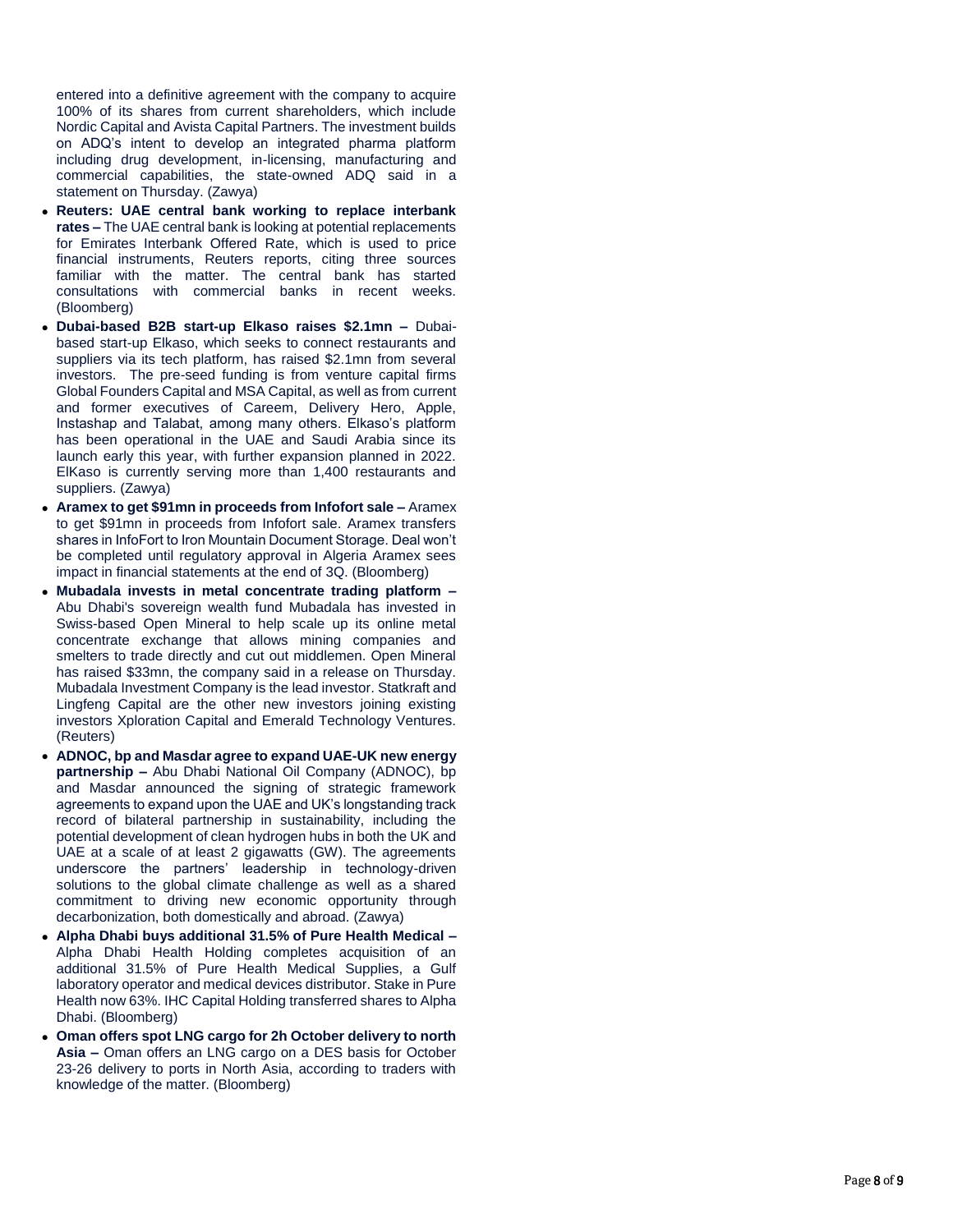entered into a definitive agreement with the company to acquire 100% of its shares from current shareholders, which include Nordic Capital and Avista Capital Partners. The investment builds on ADQ's intent to develop an integrated pharma platform including drug development, in-licensing, manufacturing and commercial capabilities, the state-owned ADQ said in a statement on Thursday. (Zawya)

- **Reuters: UAE central bank working to replace interbank rates –** The UAE central bank is looking at potential replacements for Emirates Interbank Offered Rate, which is used to price financial instruments, Reuters reports, citing three sources familiar with the matter. The central bank has started consultations with commercial banks in recent weeks. (Bloomberg)
- **Dubai-based B2B start-up Elkaso raises $2.1mn –** Dubai-based start-up Elkaso, which seeks to connect restaurants and suppliers via its tech platform, has raised $2.1mn from several investors. The pre-seed funding is from venture capital firms Global Founders Capital and MSA Capital, as well as from current and former executives of Careem, Delivery Hero, Apple, Instashap and Talabat, among many others. Elkaso's platform has been operational in the UAE and Saudi Arabia since its launch early this year, with further expansion planned in 2022. ElKaso is currently serving more than 1,400 restaurants and suppliers. (Zawya)
- **Aramex to get $91mn in proceeds from Infofort sale –** Aramex to get $91mn in proceeds from Infofort sale. Aramex transfers shares in InfoFort to Iron Mountain Document Storage. Deal won't be completed until regulatory approval in Algeria Aramex sees impact in financial statements at the end of 3Q. (Bloomberg)
- **Mubadala invests in metal concentrate trading platform –** Abu Dhabi's sovereign wealth fund Mubadala has invested in Swiss-based Open Mineral to help scale up its online metal concentrate exchange that allows mining companies and smelters to trade directly and cut out middlemen. Open Mineral has raised $33mn, the company said in a release on Thursday. Mubadala Investment Company is the lead investor. Statkraft and Lingfeng Capital are the other new investors joining existing investors Xploration Capital and Emerald Technology Ventures. (Reuters)
- **ADNOC, bp and Masdar agree to expand UAE-UK new energy partnership –** Abu Dhabi National Oil Company (ADNOC), bp and Masdar announced the signing of strategic framework agreements to expand upon the UAE and UK's longstanding track record of bilateral partnership in sustainability, including the potential development of clean hydrogen hubs in both the UK and UAE at a scale of at least 2 gigawatts (GW). The agreements underscore the partners' leadership in technology-driven solutions to the global climate challenge as well as a shared commitment to driving new economic opportunity through decarbonization, both domestically and abroad. (Zawya)
- **Alpha Dhabi buys additional 31.5% of Pure Health Medical –** Alpha Dhabi Health Holding completes acquisition of an additional 31.5% of Pure Health Medical Supplies, a Gulf laboratory operator and medical devices distributor. Stake in Pure Health now 63%. IHC Capital Holding transferred shares to Alpha Dhabi. (Bloomberg)
- **Oman offers spot LNG cargo for 2h October delivery to north Asia –** Oman offers an LNG cargo on a DES basis for October 23-26 delivery to ports in North Asia, according to traders with knowledge of the matter. (Bloomberg)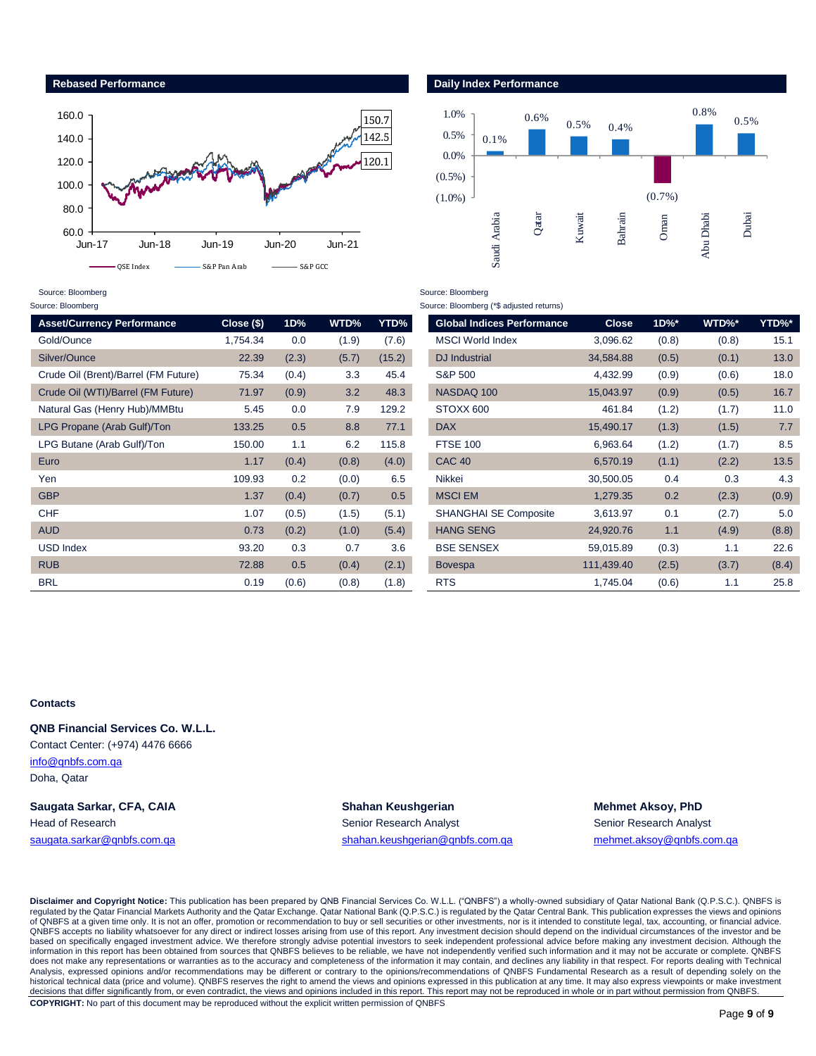**Rebased Performance**

160.0
140.0
120.0
100.0
80.0
60.0

Jun-17 Jun-18 Jun-19 Jun-20 Jun-21

150.7
142.5
120.1

QSE Index S&P Pan Arab S&P GCC

Source: Bloomberg

**Daily Index Performance**

1.0%
0.5%
0.0%
(0.5%)
(1.0%)

0.1% 0.6% 0.5% 0.4% (0.7%) 0.8% 0.5%

Saudi Arabia Qatar Kuwait Bahrain Oman Abu Dhabi Dubai

Source: Bloomberg

Source: Bloomberg

| Asset/Currency Performance | Close ($) | 1D% | WTD% | YTD% |
|---|---|---|---|---|
| Gold/Ounce | 1,754.34 | 0.0 | (1.9) | (7.6) |
| Silver/Ounce | 22.39 | (2.3) | (5.7) | (15.2) |
| Crude Oil (Brent)/Barrel (FM Future) | 75.34 | (0.4) | 3.3 | 45.4 |
| Crude Oil (WTI)/Barrel (FM Future) | 71.97 | (0.9) | 3.2 | 48.3 |
| Natural Gas (Henry Hub)/MMBtu | 5.45 | 0.0 | 7.9 | 129.2 |
| LPG Propane (Arab Gulf)/Ton | 133.25 | 0.5 | 8.8 | 77.1 |
| LPG Butane (Arab Gulf)/Ton | 150.00 | 1.1 | 6.2 | 115.8 |
| Euro | 1.17 | (0.4) | (0.8) | (4.0) |
| Yen | 109.93 | 0.2 | (0.0) | 6.5 |
| GBP | 1.37 | (0.4) | (0.7) | 0.5 |
| CHF | 1.07 | (0.5) | (1.5) | (5.1) |
| AUD | 0.73 | (0.2) | (1.0) | (5.4) |
| USD Index | 93.20 | 0.3 | 0.7 | 3.6 |
| RUB | 72.88 | 0.5 | (0.4) | (2.1) |
| BRL | 0.19 | (0.6) | (0.8) | (1.8) |

Source: Bloomberg (*$ adjusted returns)

| Global Indices Performance | Close | 1D%* | WTD%* | YTD%* |
|---|---|---|---|---|
| MSCI World Index | 3,096.62 | (0.8) | (0.8) | 15.1 |
| DJ Industrial | 34,584.88 | (0.5) | (0.1) | 13.0 |
| S&P 500 | 4,432.99 | (0.9) | (0.6) | 18.0 |
| NASDAQ 100 | 15,043.97 | (0.9) | (0.5) | 16.7 |
| STOXX 600 | 461.84 | (1.2) | (1.7) | 11.0 |
| DAX | 15,490.17 | (1.3) | (1.5) | 7.7 |
| FTSE 100 | 6,963.64 | (1.2) | (1.7) | 8.5 |
| CAC 40 | 6,570.19 | (1.1) | (2.2) | 13.5 |
| Nikkei | 30,500.05 | 0.4 | 0.3 | 4.3 |
| MSCI EM | 1,279.35 | 0.2 | (2.3) | (0.9) |
| SHANGHAI SE Composite | 3,613.97 | 0.1 | (2.7) | 5.0 |
| HANG SENG | 24,920.76 | 1.1 | (4.9) | (8.8) |
| BSE SENSEX | 59,015.89 | (0.3) | 1.1 | 22.6 |
| Bovespa | 111,439.40 | (2.5) | (3.7) | (8.4) |
| RTS | 1,745.04 | (0.6) | 1.1 | 25.8 |

**Contacts**

**QNB Financial Services Co. W.L.L.**
Contact Center: (+974) 4476 6666
info@qnbfs.com.qa
Doha, Qatar

**Saugata Sarkar, CFA, CAIA**
Head of Research
saugata.sarkar@qnbfs.com.qa

**Shahan Keushgerian**
Senior Research Analyst
shahan.keushgerian@qnbfs.com.qa

**Mehmet Aksoy, PhD**
Senior Research Analyst
mehmet.aksoy@qnbfs.com.qa

**Disclaimer and Copyright Notice:** This publication has been prepared by QNB Financial Services Co. W.L.L. ("QNBFS") a wholly-owned subsidiary of Qatar National Bank (Q.P.S.C.). QNBFS is regulated by the Qatar Financial Markets Authority and the Qatar Exchange. Qatar National Bank (Q.P.S.C.) is regulated by the Qatar Central Bank. This publication expresses the views and opinions of QNBFS at a given time only. It is not an offer, promotion or recommendation to buy or sell securities or other investments, nor is it intended to constitute legal, tax, accounting, or financial advice. QNBFS accepts no liability whatsoever for any direct or indirect losses arising from use of this report. Any investment decision should depend on the individual circumstances of the investor and be based on specifically engaged investment advice. We therefore strongly advise potential investors to seek independent professional advice before making any investment decision. Although the information in this report has been obtained from sources that QNBFS believes to be reliable, we have not independently verified such information and it may not be accurate or complete. QNBFS does not make any representations or warranties as to the accuracy and completeness of the information it may contain, and declines any liability in that respect. For reports dealing with Technical Analysis, expressed opinions and/or recommendations may be different or contrary to the opinions/recommendations of QNBFS Fundamental Research as a result of depending solely on the historical technical data (price and volume). QNBFS reserves the right to amend the views and opinions expressed in this publication at any time. It may also express viewpoints or make investment decisions that differ significantly from, or even contradict, the views and opinions included in this report. This report may not be reproduced in whole or in part without permission from QNBFS.

**COPYRIGHT:** No part of this document may be reproduced without the explicit written permission of QNBFS.